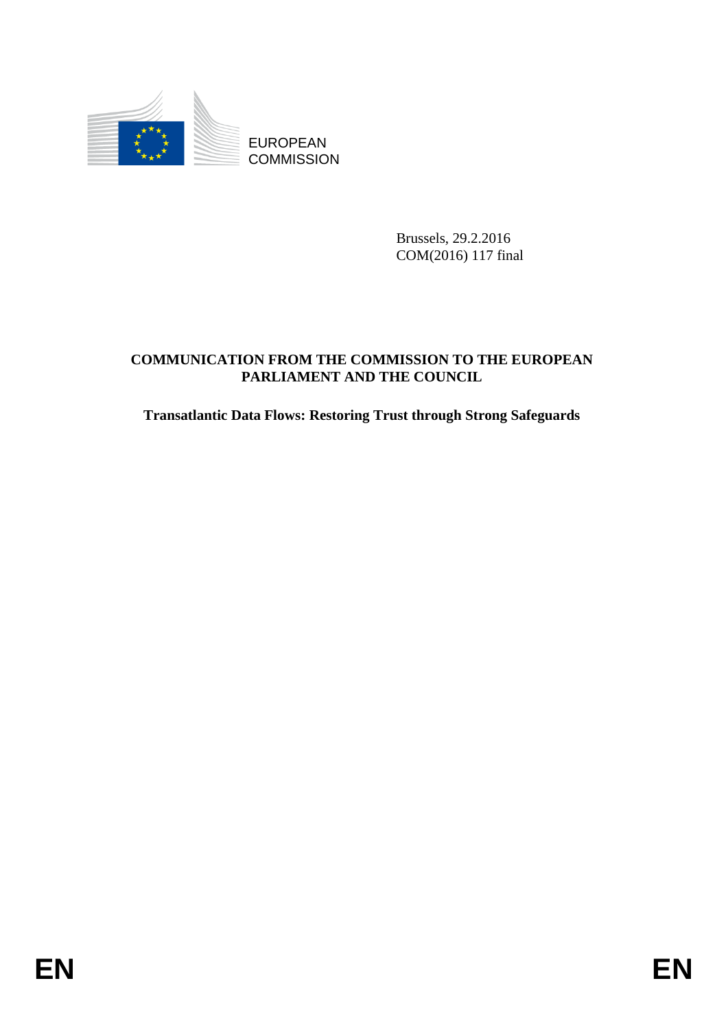EUROPEAN COMMISSION

Brussels, 29.2.2016
COM(2016) 117 final

**COMMUNICATION FROM THE COMMISSION TO THE EUROPEAN PARLIAMENT AND THE COUNCIL**

**Transatlantic Data Flows: Restoring Trust through Strong Safeguards**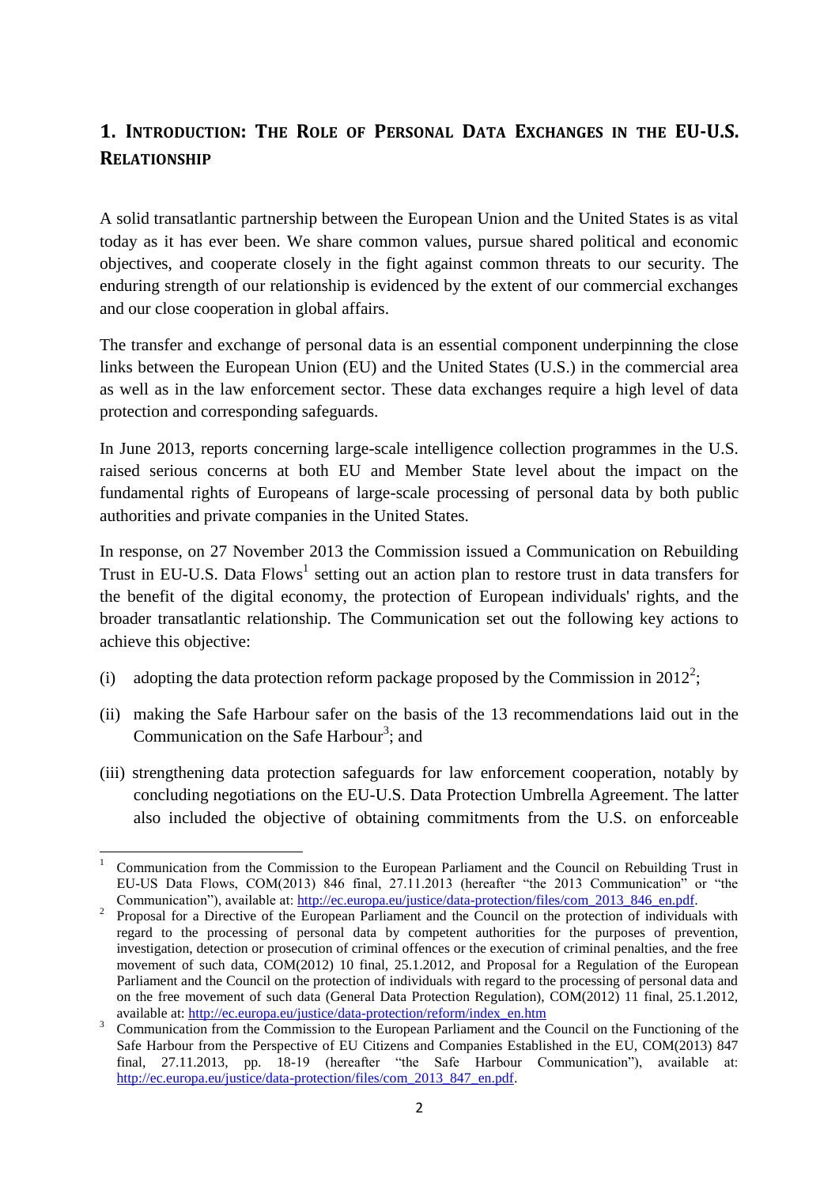## 1. Introduction: The Role of Personal Data Exchanges in the EU-U.S. Relationship

A solid transatlantic partnership between the European Union and the United States is as vital today as it has ever been. We share common values, pursue shared political and economic objectives, and cooperate closely in the fight against common threats to our security. The enduring strength of our relationship is evidenced by the extent of our commercial exchanges and our close cooperation in global affairs.

The transfer and exchange of personal data is an essential component underpinning the close links between the European Union (EU) and the United States (U.S.) in the commercial area as well as in the law enforcement sector. These data exchanges require a high level of data protection and corresponding safeguards.

In June 2013, reports concerning large-scale intelligence collection programmes in the U.S. raised serious concerns at both EU and Member State level about the impact on the fundamental rights of Europeans of large-scale processing of personal data by both public authorities and private companies in the United States.

In response, on 27 November 2013 the Commission issued a Communication on Rebuilding Trust in EU-U.S. Data Flows[1] setting out an action plan to restore trust in data transfers for the benefit of the digital economy, the protection of European individuals' rights, and the broader transatlantic relationship. The Communication set out the following key actions to achieve this objective:

(i) adopting the data protection reform package proposed by the Commission in 2012[2];

(ii) making the Safe Harbour safer on the basis of the 13 recommendations laid out in the Communication on the Safe Harbour[3]; and

(iii) strengthening data protection safeguards for law enforcement cooperation, notably by concluding negotiations on the EU-U.S. Data Protection Umbrella Agreement. The latter also included the objective of obtaining commitments from the U.S. on enforceable

---

[1] Communication from the Commission to the European Parliament and the Council on Rebuilding Trust in EU-US Data Flows, COM(2013) 846 final, 27.11.2013 (hereafter "the 2013 Communication" or "the Communication"), available at: http://ec.europa.eu/justice/data-protection/files/com_2013_846_en.pdf.

[2] Proposal for a Directive of the European Parliament and the Council on the protection of individuals with regard to the processing of personal data by competent authorities for the purposes of prevention, investigation, detection or prosecution of criminal offences or the execution of criminal penalties, and the free movement of such data, COM(2012) 10 final, 25.1.2012, and Proposal for a Regulation of the European Parliament and the Council on the protection of individuals with regard to the processing of personal data and on the free movement of such data (General Data Protection Regulation), COM(2012) 11 final, 25.1.2012, available at: http://ec.europa.eu/justice/data-protection/reform/index_en.htm

[3] Communication from the Commission to the European Parliament and the Council on the Functioning of the Safe Harbour from the Perspective of EU Citizens and Companies Established in the EU, COM(2013) 847 final, 27.11.2013, pp. 18-19 (hereafter "the Safe Harbour Communication"), available at: http://ec.europa.eu/justice/data-protection/files/com_2013_847_en.pdf.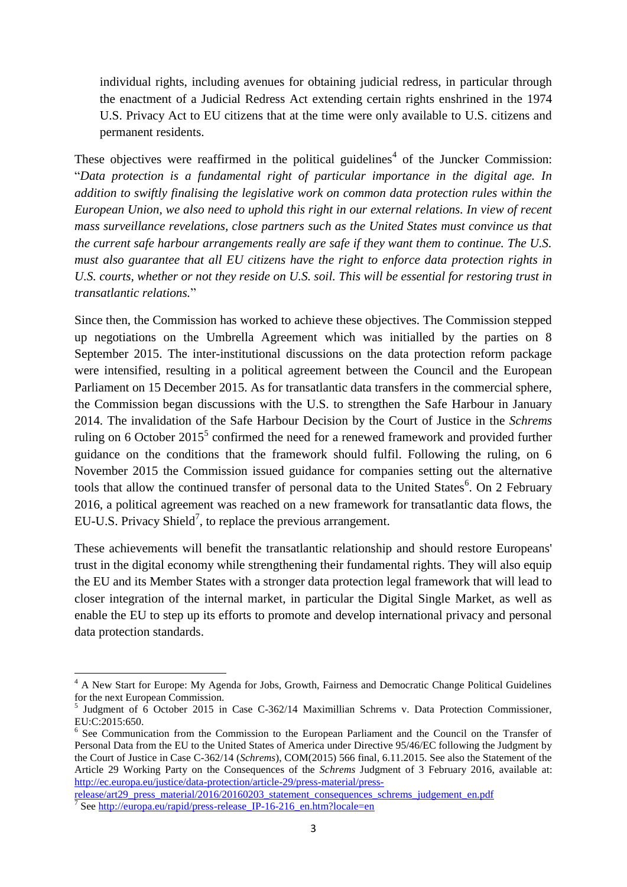individual rights, including avenues for obtaining judicial redress, in particular through the enactment of a Judicial Redress Act extending certain rights enshrined in the 1974 U.S. Privacy Act to EU citizens that at the time were only available to U.S. citizens and permanent residents.

These objectives were reaffirmed in the political guidelines[4] of the Juncker Commission: "*Data protection is a fundamental right of particular importance in the digital age. In addition to swiftly finalising the legislative work on common data protection rules within the European Union, we also need to uphold this right in our external relations. In view of recent mass surveillance revelations, close partners such as the United States must convince us that the current safe harbour arrangements really are safe if they want them to continue. The U.S. must also guarantee that all EU citizens have the right to enforce data protection rights in U.S. courts, whether or not they reside on U.S. soil. This will be essential for restoring trust in transatlantic relations.*"

Since then, the Commission has worked to achieve these objectives. The Commission stepped up negotiations on the Umbrella Agreement which was initialled by the parties on 8 September 2015. The inter-institutional discussions on the data protection reform package were intensified, resulting in a political agreement between the Council and the European Parliament on 15 December 2015. As for transatlantic data transfers in the commercial sphere, the Commission began discussions with the U.S. to strengthen the Safe Harbour in January 2014. The invalidation of the Safe Harbour Decision by the Court of Justice in the *Schrems* ruling on 6 October 2015[5] confirmed the need for a renewed framework and provided further guidance on the conditions that the framework should fulfil. Following the ruling, on 6 November 2015 the Commission issued guidance for companies setting out the alternative tools that allow the continued transfer of personal data to the United States[6]. On 2 February 2016, a political agreement was reached on a new framework for transatlantic data flows, the EU-U.S. Privacy Shield[7], to replace the previous arrangement.

These achievements will benefit the transatlantic relationship and should restore Europeans' trust in the digital economy while strengthening their fundamental rights. They will also equip the EU and its Member States with a stronger data protection legal framework that will lead to closer integration of the internal market, in particular the Digital Single Market, as well as enable the EU to step up its efforts to promote and develop international privacy and personal data protection standards.

---

[4] A New Start for Europe: My Agenda for Jobs, Growth, Fairness and Democratic Change Political Guidelines for the next European Commission.

[5] Judgment of 6 October 2015 in Case C-362/14 Maximillian Schrems v. Data Protection Commissioner, EU:C:2015:650.

[6] See Communication from the Commission to the European Parliament and the Council on the Transfer of Personal Data from the EU to the United States of America under Directive 95/46/EC following the Judgment by the Court of Justice in Case C-362/14 (*Schrems*), COM(2015) 566 final, 6.11.2015. See also the Statement of the Article 29 Working Party on the Consequences of the *Schrems* Judgment of 3 February 2016, available at: http://ec.europa.eu/justice/data-protection/article-29/press-material/press-release/art29_press_material/2016/20160203_statement_consequences_schrems_judgement_en.pdf

[7] See http://europa.eu/rapid/press-release_IP-16-216_en.htm?locale=en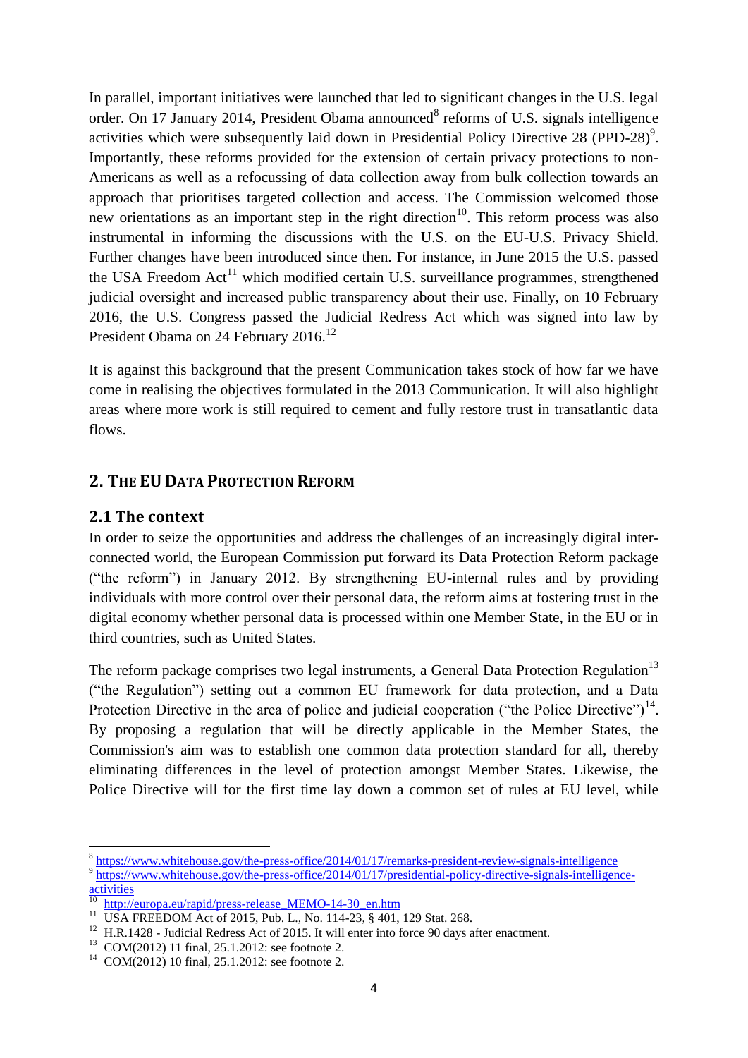In parallel, important initiatives were launched that led to significant changes in the U.S. legal order. On 17 January 2014, President Obama announced[8] reforms of U.S. signals intelligence activities which were subsequently laid down in Presidential Policy Directive 28 (PPD-28)[9]. Importantly, these reforms provided for the extension of certain privacy protections to non-Americans as well as a refocussing of data collection away from bulk collection towards an approach that prioritises targeted collection and access. The Commission welcomed those new orientations as an important step in the right direction[10]. This reform process was also instrumental in informing the discussions with the U.S. on the EU-U.S. Privacy Shield. Further changes have been introduced since then. For instance, in June 2015 the U.S. passed the USA Freedom Act[11] which modified certain U.S. surveillance programmes, strengthened judicial oversight and increased public transparency about their use. Finally, on 10 February 2016, the U.S. Congress passed the Judicial Redress Act which was signed into law by President Obama on 24 February 2016.[12]

It is against this background that the present Communication takes stock of how far we have come in realising the objectives formulated in the 2013 Communication. It will also highlight areas where more work is still required to cement and fully restore trust in transatlantic data flows.

## 2. The EU Data Protection Reform

### 2.1 The context

In order to seize the opportunities and address the challenges of an increasingly digital inter-connected world, the European Commission put forward its Data Protection Reform package ("the reform") in January 2012. By strengthening EU-internal rules and by providing individuals with more control over their personal data, the reform aims at fostering trust in the digital economy whether personal data is processed within one Member State, in the EU or in third countries, such as United States.

The reform package comprises two legal instruments, a General Data Protection Regulation[13] ("the Regulation") setting out a common EU framework for data protection, and a Data Protection Directive in the area of police and judicial cooperation ("the Police Directive")[14]. By proposing a regulation that will be directly applicable in the Member States, the Commission's aim was to establish one common data protection standard for all, thereby eliminating differences in the level of protection amongst Member States. Likewise, the Police Directive will for the first time lay down a common set of rules at EU level, while

---

[8] https://www.whitehouse.gov/the-press-office/2014/01/17/remarks-president-review-signals-intelligence

[9] https://www.whitehouse.gov/the-press-office/2014/01/17/presidential-policy-directive-signals-intelligence-activities

[10] http://europa.eu/rapid/press-release_MEMO-14-30_en.htm

[11] USA FREEDOM Act of 2015, Pub. L., No. 114-23, § 401, 129 Stat. 268.

[12] H.R.1428 - Judicial Redress Act of 2015. It will enter into force 90 days after enactment.

[13] COM(2012) 11 final, 25.1.2012: see footnote 2.

[14] COM(2012) 10 final, 25.1.2012: see footnote 2.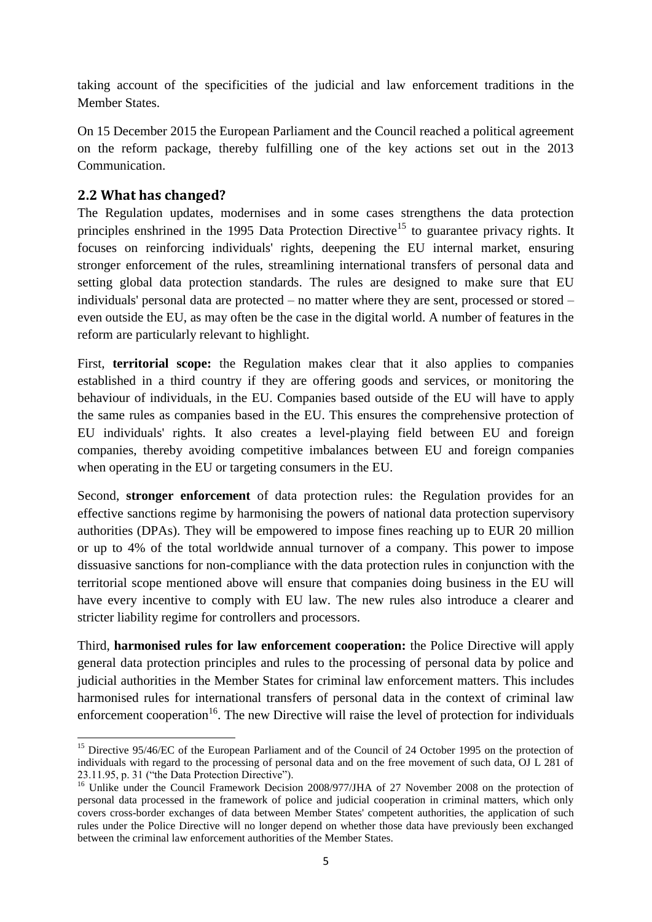taking account of the specificities of the judicial and law enforcement traditions in the Member States.

On 15 December 2015 the European Parliament and the Council reached a political agreement on the reform package, thereby fulfilling one of the key actions set out in the 2013 Communication.

## 2.2 What has changed?

The Regulation updates, modernises and in some cases strengthens the data protection principles enshrined in the 1995 Data Protection Directive[15] to guarantee privacy rights. It focuses on reinforcing individuals' rights, deepening the EU internal market, ensuring stronger enforcement of the rules, streamlining international transfers of personal data and setting global data protection standards. The rules are designed to make sure that EU individuals' personal data are protected – no matter where they are sent, processed or stored – even outside the EU, as may often be the case in the digital world. A number of features in the reform are particularly relevant to highlight.

First, **territorial scope:** the Regulation makes clear that it also applies to companies established in a third country if they are offering goods and services, or monitoring the behaviour of individuals, in the EU. Companies based outside of the EU will have to apply the same rules as companies based in the EU. This ensures the comprehensive protection of EU individuals' rights. It also creates a level-playing field between EU and foreign companies, thereby avoiding competitive imbalances between EU and foreign companies when operating in the EU or targeting consumers in the EU.

Second, **stronger enforcement** of data protection rules: the Regulation provides for an effective sanctions regime by harmonising the powers of national data protection supervisory authorities (DPAs). They will be empowered to impose fines reaching up to EUR 20 million or up to 4% of the total worldwide annual turnover of a company. This power to impose dissuasive sanctions for non-compliance with the data protection rules in conjunction with the territorial scope mentioned above will ensure that companies doing business in the EU will have every incentive to comply with EU law. The new rules also introduce a clearer and stricter liability regime for controllers and processors.

Third, **harmonised rules for law enforcement cooperation:** the Police Directive will apply general data protection principles and rules to the processing of personal data by police and judicial authorities in the Member States for criminal law enforcement matters. This includes harmonised rules for international transfers of personal data in the context of criminal law enforcement cooperation[16]. The new Directive will raise the level of protection for individuals

---

[15] Directive 95/46/EC of the European Parliament and of the Council of 24 October 1995 on the protection of individuals with regard to the processing of personal data and on the free movement of such data, OJ L 281 of 23.11.95, p. 31 ("the Data Protection Directive").

[16] Unlike under the Council Framework Decision 2008/977/JHA of 27 November 2008 on the protection of personal data processed in the framework of police and judicial cooperation in criminal matters, which only covers cross-border exchanges of data between Member States' competent authorities, the application of such rules under the Police Directive will no longer depend on whether those data have previously been exchanged between the criminal law enforcement authorities of the Member States.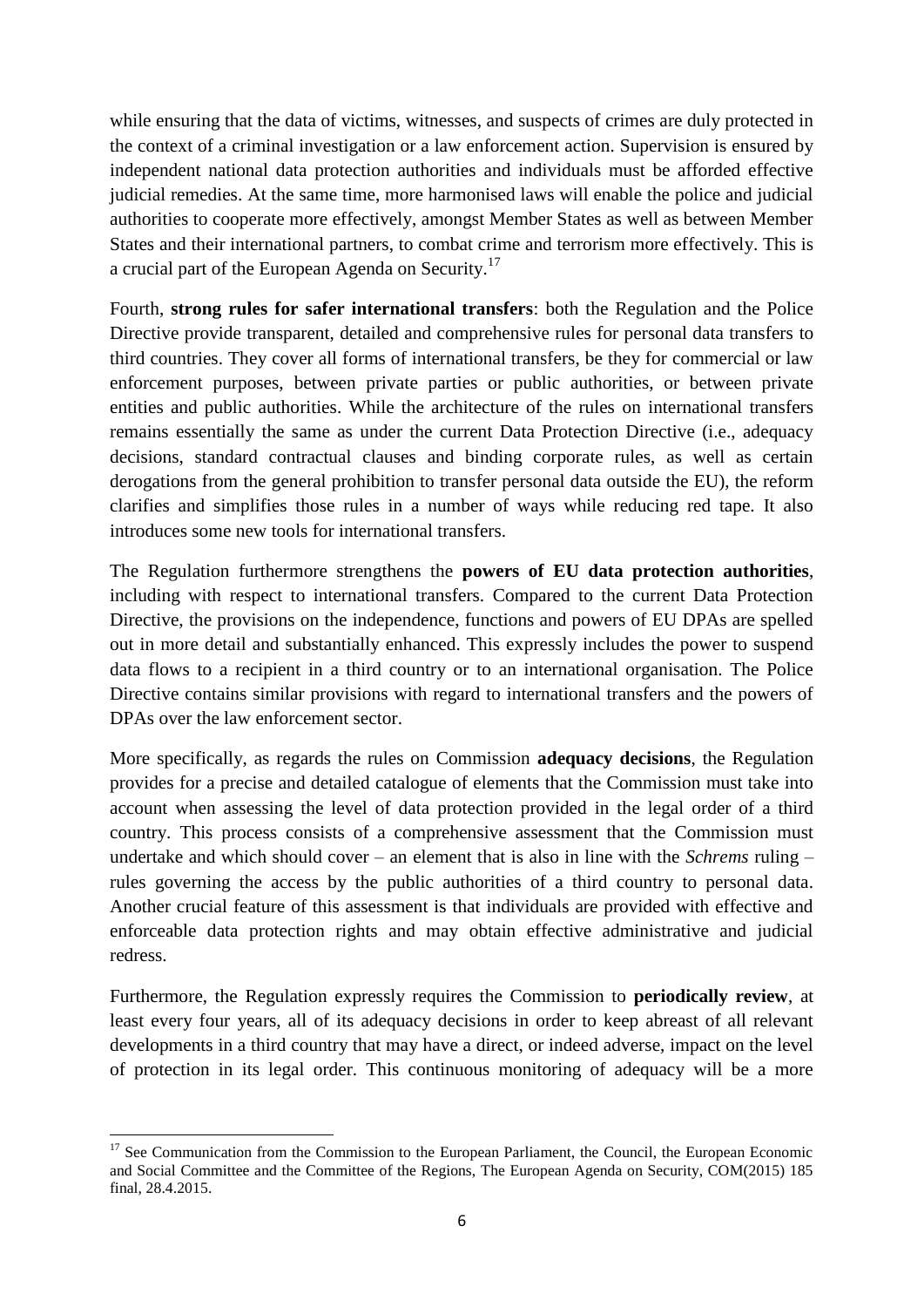while ensuring that the data of victims, witnesses, and suspects of crimes are duly protected in the context of a criminal investigation or a law enforcement action. Supervision is ensured by independent national data protection authorities and individuals must be afforded effective judicial remedies. At the same time, more harmonised laws will enable the police and judicial authorities to cooperate more effectively, amongst Member States as well as between Member States and their international partners, to combat crime and terrorism more effectively. This is a crucial part of the European Agenda on Security.[17]

Fourth, **strong rules for safer international transfers**: both the Regulation and the Police Directive provide transparent, detailed and comprehensive rules for personal data transfers to third countries. They cover all forms of international transfers, be they for commercial or law enforcement purposes, between private parties or public authorities, or between private entities and public authorities. While the architecture of the rules on international transfers remains essentially the same as under the current Data Protection Directive (i.e., adequacy decisions, standard contractual clauses and binding corporate rules, as well as certain derogations from the general prohibition to transfer personal data outside the EU), the reform clarifies and simplifies those rules in a number of ways while reducing red tape. It also introduces some new tools for international transfers.

The Regulation furthermore strengthens the **powers of EU data protection authorities**, including with respect to international transfers. Compared to the current Data Protection Directive, the provisions on the independence, functions and powers of EU DPAs are spelled out in more detail and substantially enhanced. This expressly includes the power to suspend data flows to a recipient in a third country or to an international organisation. The Police Directive contains similar provisions with regard to international transfers and the powers of DPAs over the law enforcement sector.

More specifically, as regards the rules on Commission **adequacy decisions**, the Regulation provides for a precise and detailed catalogue of elements that the Commission must take into account when assessing the level of data protection provided in the legal order of a third country. This process consists of a comprehensive assessment that the Commission must undertake and which should cover – an element that is also in line with the *Schrems* ruling – rules governing the access by the public authorities of a third country to personal data. Another crucial feature of this assessment is that individuals are provided with effective and enforceable data protection rights and may obtain effective administrative and judicial redress.

Furthermore, the Regulation expressly requires the Commission to **periodically review**, at least every four years, all of its adequacy decisions in order to keep abreast of all relevant developments in a third country that may have a direct, or indeed adverse, impact on the level of protection in its legal order. This continuous monitoring of adequacy will be a more

[17] See Communication from the Commission to the European Parliament, the Council, the European Economic and Social Committee and the Committee of the Regions, The European Agenda on Security, COM(2015) 185 final, 28.4.2015.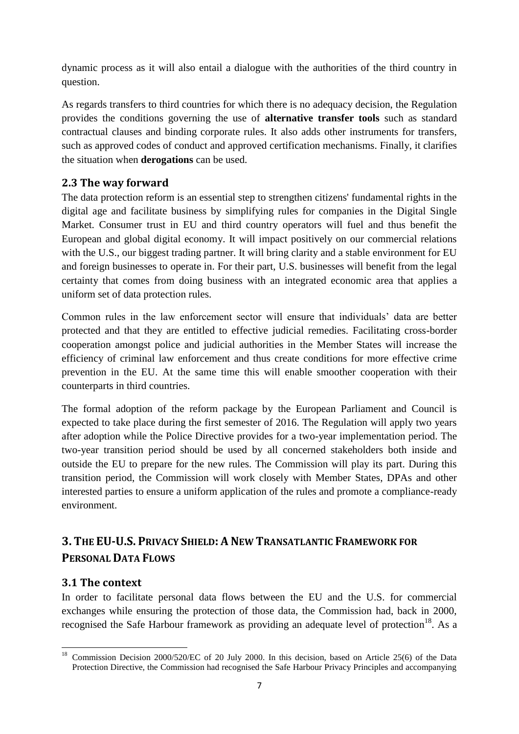dynamic process as it will also entail a dialogue with the authorities of the third country in question.

As regards transfers to third countries for which there is no adequacy decision, the Regulation provides the conditions governing the use of **alternative transfer tools** such as standard contractual clauses and binding corporate rules. It also adds other instruments for transfers, such as approved codes of conduct and approved certification mechanisms. Finally, it clarifies the situation when **derogations** can be used.

### 2.3 The way forward

The data protection reform is an essential step to strengthen citizens' fundamental rights in the digital age and facilitate business by simplifying rules for companies in the Digital Single Market. Consumer trust in EU and third country operators will fuel and thus benefit the European and global digital economy. It will impact positively on our commercial relations with the U.S., our biggest trading partner. It will bring clarity and a stable environment for EU and foreign businesses to operate in. For their part, U.S. businesses will benefit from the legal certainty that comes from doing business with an integrated economic area that applies a uniform set of data protection rules.

Common rules in the law enforcement sector will ensure that individuals' data are better protected and that they are entitled to effective judicial remedies. Facilitating cross-border cooperation amongst police and judicial authorities in the Member States will increase the efficiency of criminal law enforcement and thus create conditions for more effective crime prevention in the EU. At the same time this will enable smoother cooperation with their counterparts in third countries.

The formal adoption of the reform package by the European Parliament and Council is expected to take place during the first semester of 2016. The Regulation will apply two years after adoption while the Police Directive provides for a two-year implementation period. The two-year transition period should be used by all concerned stakeholders both inside and outside the EU to prepare for the new rules. The Commission will play its part. During this transition period, the Commission will work closely with Member States, DPAs and other interested parties to ensure a uniform application of the rules and promote a compliance-ready environment.

## 3. The EU-U.S. Privacy Shield: A New Transatlantic Framework for Personal Data Flows

### 3.1 The context

In order to facilitate personal data flows between the EU and the U.S. for commercial exchanges while ensuring the protection of those data, the Commission had, back in 2000, recognised the Safe Harbour framework as providing an adequate level of protection[18]. As a

[18] Commission Decision 2000/520/EC of 20 July 2000. In this decision, based on Article 25(6) of the Data Protection Directive, the Commission had recognised the Safe Harbour Privacy Principles and accompanying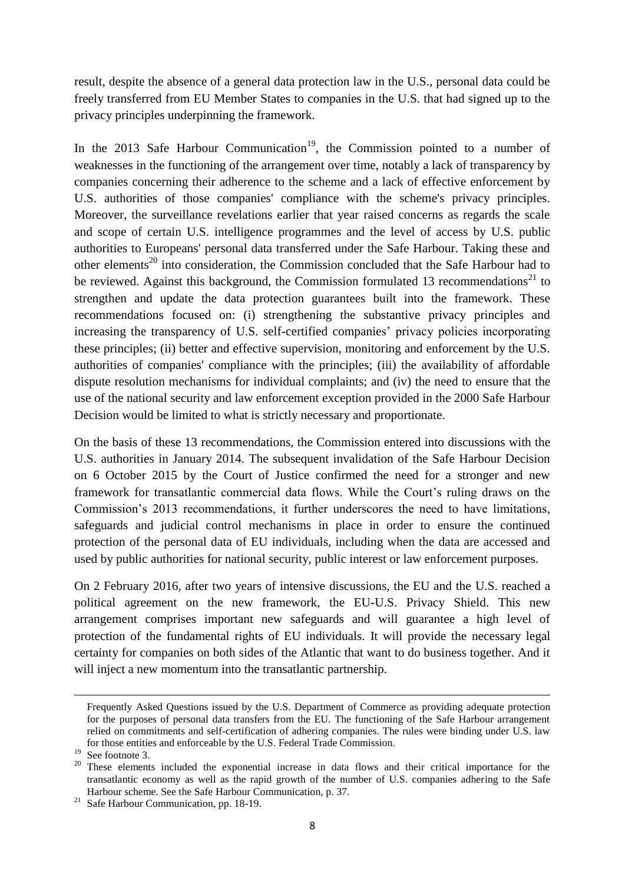result, despite the absence of a general data protection law in the U.S., personal data could be freely transferred from EU Member States to companies in the U.S. that had signed up to the privacy principles underpinning the framework.

In the 2013 Safe Harbour Communication[19], the Commission pointed to a number of weaknesses in the functioning of the arrangement over time, notably a lack of transparency by companies concerning their adherence to the scheme and a lack of effective enforcement by U.S. authorities of those companies' compliance with the scheme's privacy principles. Moreover, the surveillance revelations earlier that year raised concerns as regards the scale and scope of certain U.S. intelligence programmes and the level of access by U.S. public authorities to Europeans' personal data transferred under the Safe Harbour. Taking these and other elements[20] into consideration, the Commission concluded that the Safe Harbour had to be reviewed. Against this background, the Commission formulated 13 recommendations[21] to strengthen and update the data protection guarantees built into the framework. These recommendations focused on: (i) strengthening the substantive privacy principles and increasing the transparency of U.S. self-certified companies' privacy policies incorporating these principles; (ii) better and effective supervision, monitoring and enforcement by the U.S. authorities of companies' compliance with the principles; (iii) the availability of affordable dispute resolution mechanisms for individual complaints; and (iv) the need to ensure that the use of the national security and law enforcement exception provided in the 2000 Safe Harbour Decision would be limited to what is strictly necessary and proportionate.

On the basis of these 13 recommendations, the Commission entered into discussions with the U.S. authorities in January 2014. The subsequent invalidation of the Safe Harbour Decision on 6 October 2015 by the Court of Justice confirmed the need for a stronger and new framework for transatlantic commercial data flows. While the Court's ruling draws on the Commission's 2013 recommendations, it further underscores the need to have limitations, safeguards and judicial control mechanisms in place in order to ensure the continued protection of the personal data of EU individuals, including when the data are accessed and used by public authorities for national security, public interest or law enforcement purposes.

On 2 February 2016, after two years of intensive discussions, the EU and the U.S. reached a political agreement on the new framework, the EU-U.S. Privacy Shield. This new arrangement comprises important new safeguards and will guarantee a high level of protection of the fundamental rights of EU individuals. It will provide the necessary legal certainty for companies on both sides of the Atlantic that want to do business together. And it will inject a new momentum into the transatlantic partnership.

---

Frequently Asked Questions issued by the U.S. Department of Commerce as providing adequate protection for the purposes of personal data transfers from the EU. The functioning of the Safe Harbour arrangement relied on commitments and self-certification of adhering companies. The rules were binding under U.S. law for those entities and enforceable by the U.S. Federal Trade Commission.

[19] See footnote 3.

[20] These elements included the exponential increase in data flows and their critical importance for the transatlantic economy as well as the rapid growth of the number of U.S. companies adhering to the Safe Harbour scheme. See the Safe Harbour Communication, p. 37.

[21] Safe Harbour Communication, pp. 18-19.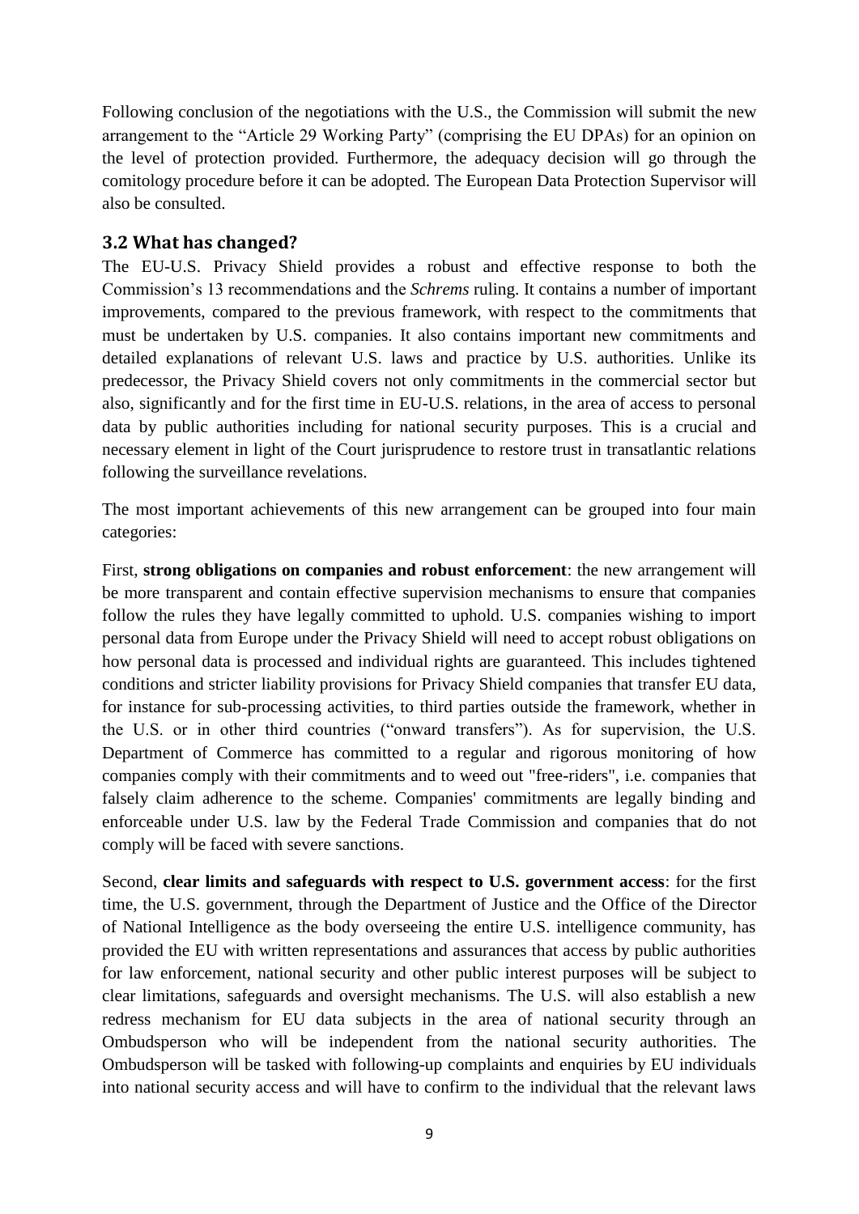Following conclusion of the negotiations with the U.S., the Commission will submit the new arrangement to the "Article 29 Working Party" (comprising the EU DPAs) for an opinion on the level of protection provided. Furthermore, the adequacy decision will go through the comitology procedure before it can be adopted. The European Data Protection Supervisor will also be consulted.

### 3.2 What has changed?

The EU-U.S. Privacy Shield provides a robust and effective response to both the Commission's 13 recommendations and the *Schrems* ruling. It contains a number of important improvements, compared to the previous framework, with respect to the commitments that must be undertaken by U.S. companies. It also contains important new commitments and detailed explanations of relevant U.S. laws and practice by U.S. authorities. Unlike its predecessor, the Privacy Shield covers not only commitments in the commercial sector but also, significantly and for the first time in EU-U.S. relations, in the area of access to personal data by public authorities including for national security purposes. This is a crucial and necessary element in light of the Court jurisprudence to restore trust in transatlantic relations following the surveillance revelations.

The most important achievements of this new arrangement can be grouped into four main categories:

First, **strong obligations on companies and robust enforcement**: the new arrangement will be more transparent and contain effective supervision mechanisms to ensure that companies follow the rules they have legally committed to uphold. U.S. companies wishing to import personal data from Europe under the Privacy Shield will need to accept robust obligations on how personal data is processed and individual rights are guaranteed. This includes tightened conditions and stricter liability provisions for Privacy Shield companies that transfer EU data, for instance for sub-processing activities, to third parties outside the framework, whether in the U.S. or in other third countries ("onward transfers"). As for supervision, the U.S. Department of Commerce has committed to a regular and rigorous monitoring of how companies comply with their commitments and to weed out "free-riders", i.e. companies that falsely claim adherence to the scheme. Companies' commitments are legally binding and enforceable under U.S. law by the Federal Trade Commission and companies that do not comply will be faced with severe sanctions.

Second, **clear limits and safeguards with respect to U.S. government access**: for the first time, the U.S. government, through the Department of Justice and the Office of the Director of National Intelligence as the body overseeing the entire U.S. intelligence community, has provided the EU with written representations and assurances that access by public authorities for law enforcement, national security and other public interest purposes will be subject to clear limitations, safeguards and oversight mechanisms. The U.S. will also establish a new redress mechanism for EU data subjects in the area of national security through an Ombudsperson who will be independent from the national security authorities. The Ombudsperson will be tasked with following-up complaints and enquiries by EU individuals into national security access and will have to confirm to the individual that the relevant laws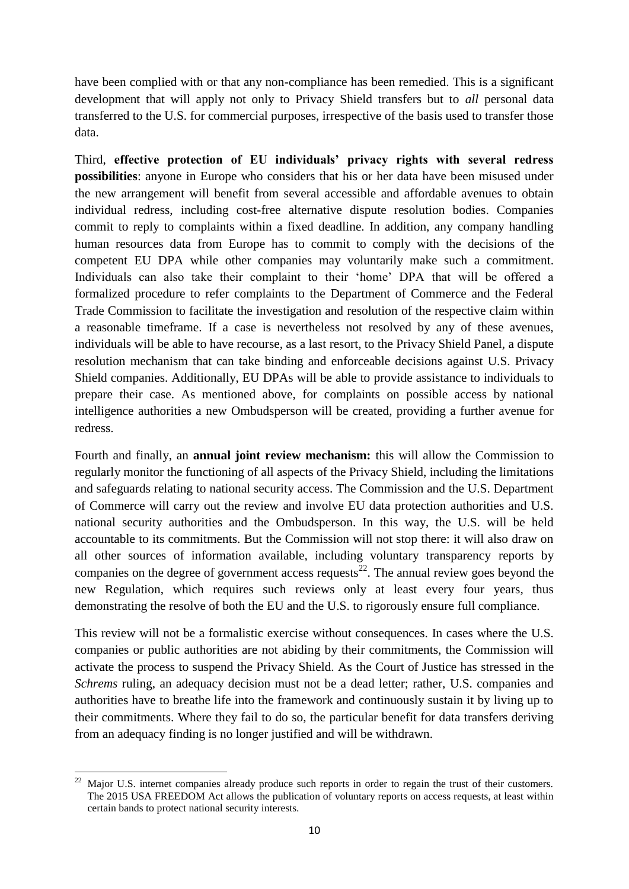have been complied with or that any non-compliance has been remedied. This is a significant development that will apply not only to Privacy Shield transfers but to *all* personal data transferred to the U.S. for commercial purposes, irrespective of the basis used to transfer those data.

Third, **effective protection of EU individuals' privacy rights with several redress possibilities**: anyone in Europe who considers that his or her data have been misused under the new arrangement will benefit from several accessible and affordable avenues to obtain individual redress, including cost-free alternative dispute resolution bodies. Companies commit to reply to complaints within a fixed deadline. In addition, any company handling human resources data from Europe has to commit to comply with the decisions of the competent EU DPA while other companies may voluntarily make such a commitment. Individuals can also take their complaint to their 'home' DPA that will be offered a formalized procedure to refer complaints to the Department of Commerce and the Federal Trade Commission to facilitate the investigation and resolution of the respective claim within a reasonable timeframe. If a case is nevertheless not resolved by any of these avenues, individuals will be able to have recourse, as a last resort, to the Privacy Shield Panel, a dispute resolution mechanism that can take binding and enforceable decisions against U.S. Privacy Shield companies. Additionally, EU DPAs will be able to provide assistance to individuals to prepare their case. As mentioned above, for complaints on possible access by national intelligence authorities a new Ombudsperson will be created, providing a further avenue for redress.

Fourth and finally, an **annual joint review mechanism:** this will allow the Commission to regularly monitor the functioning of all aspects of the Privacy Shield, including the limitations and safeguards relating to national security access. The Commission and the U.S. Department of Commerce will carry out the review and involve EU data protection authorities and U.S. national security authorities and the Ombudsperson. In this way, the U.S. will be held accountable to its commitments. But the Commission will not stop there: it will also draw on all other sources of information available, including voluntary transparency reports by companies on the degree of government access requests[22]. The annual review goes beyond the new Regulation, which requires such reviews only at least every four years, thus demonstrating the resolve of both the EU and the U.S. to rigorously ensure full compliance.

This review will not be a formalistic exercise without consequences. In cases where the U.S. companies or public authorities are not abiding by their commitments, the Commission will activate the process to suspend the Privacy Shield. As the Court of Justice has stressed in the *Schrems* ruling, an adequacy decision must not be a dead letter; rather, U.S. companies and authorities have to breathe life into the framework and continuously sustain it by living up to their commitments. Where they fail to do so, the particular benefit for data transfers deriving from an adequacy finding is no longer justified and will be withdrawn.

---

[22] Major U.S. internet companies already produce such reports in order to regain the trust of their customers. The 2015 USA FREEDOM Act allows the publication of voluntary reports on access requests, at least within certain bands to protect national security interests.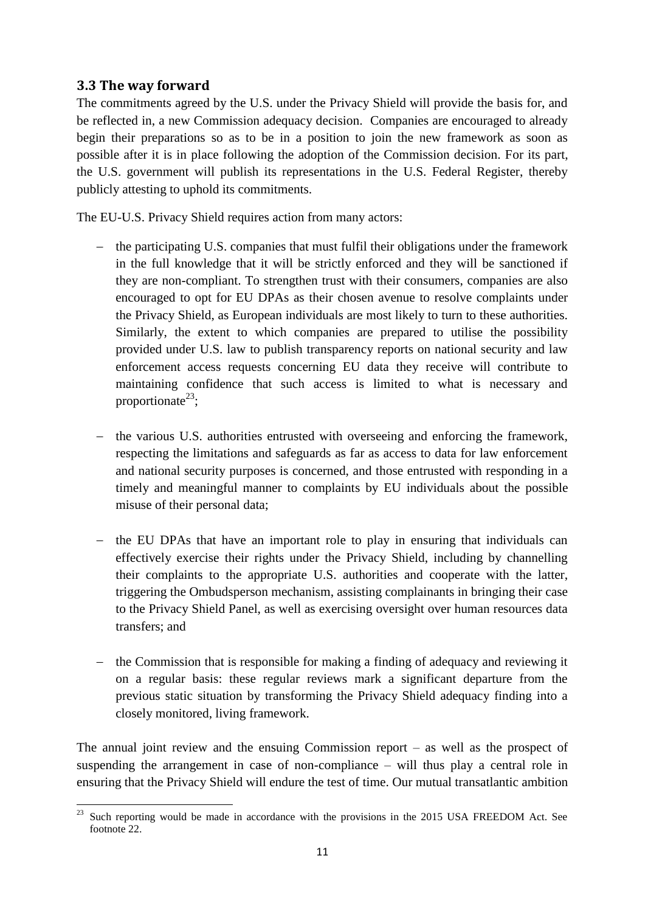### 3.3 The way forward

The commitments agreed by the U.S. under the Privacy Shield will provide the basis for, and be reflected in, a new Commission adequacy decision. Companies are encouraged to already begin their preparations so as to be in a position to join the new framework as soon as possible after it is in place following the adoption of the Commission decision. For its part, the U.S. government will publish its representations in the U.S. Federal Register, thereby publicly attesting to uphold its commitments.

The EU-U.S. Privacy Shield requires action from many actors:

- the participating U.S. companies that must fulfil their obligations under the framework in the full knowledge that it will be strictly enforced and they will be sanctioned if they are non-compliant. To strengthen trust with their consumers, companies are also encouraged to opt for EU DPAs as their chosen avenue to resolve complaints under the Privacy Shield, as European individuals are most likely to turn to these authorities. Similarly, the extent to which companies are prepared to utilise the possibility provided under U.S. law to publish transparency reports on national security and law enforcement access requests concerning EU data they receive will contribute to maintaining confidence that such access is limited to what is necessary and proportionate[23];

- the various U.S. authorities entrusted with overseeing and enforcing the framework, respecting the limitations and safeguards as far as access to data for law enforcement and national security purposes is concerned, and those entrusted with responding in a timely and meaningful manner to complaints by EU individuals about the possible misuse of their personal data;

- the EU DPAs that have an important role to play in ensuring that individuals can effectively exercise their rights under the Privacy Shield, including by channelling their complaints to the appropriate U.S. authorities and cooperate with the latter, triggering the Ombudsperson mechanism, assisting complainants in bringing their case to the Privacy Shield Panel, as well as exercising oversight over human resources data transfers; and

- the Commission that is responsible for making a finding of adequacy and reviewing it on a regular basis: these regular reviews mark a significant departure from the previous static situation by transforming the Privacy Shield adequacy finding into a closely monitored, living framework.

The annual joint review and the ensuing Commission report – as well as the prospect of suspending the arrangement in case of non-compliance – will thus play a central role in ensuring that the Privacy Shield will endure the test of time. Our mutual transatlantic ambition

[23] Such reporting would be made in accordance with the provisions in the 2015 USA FREEDOM Act. See footnote 22.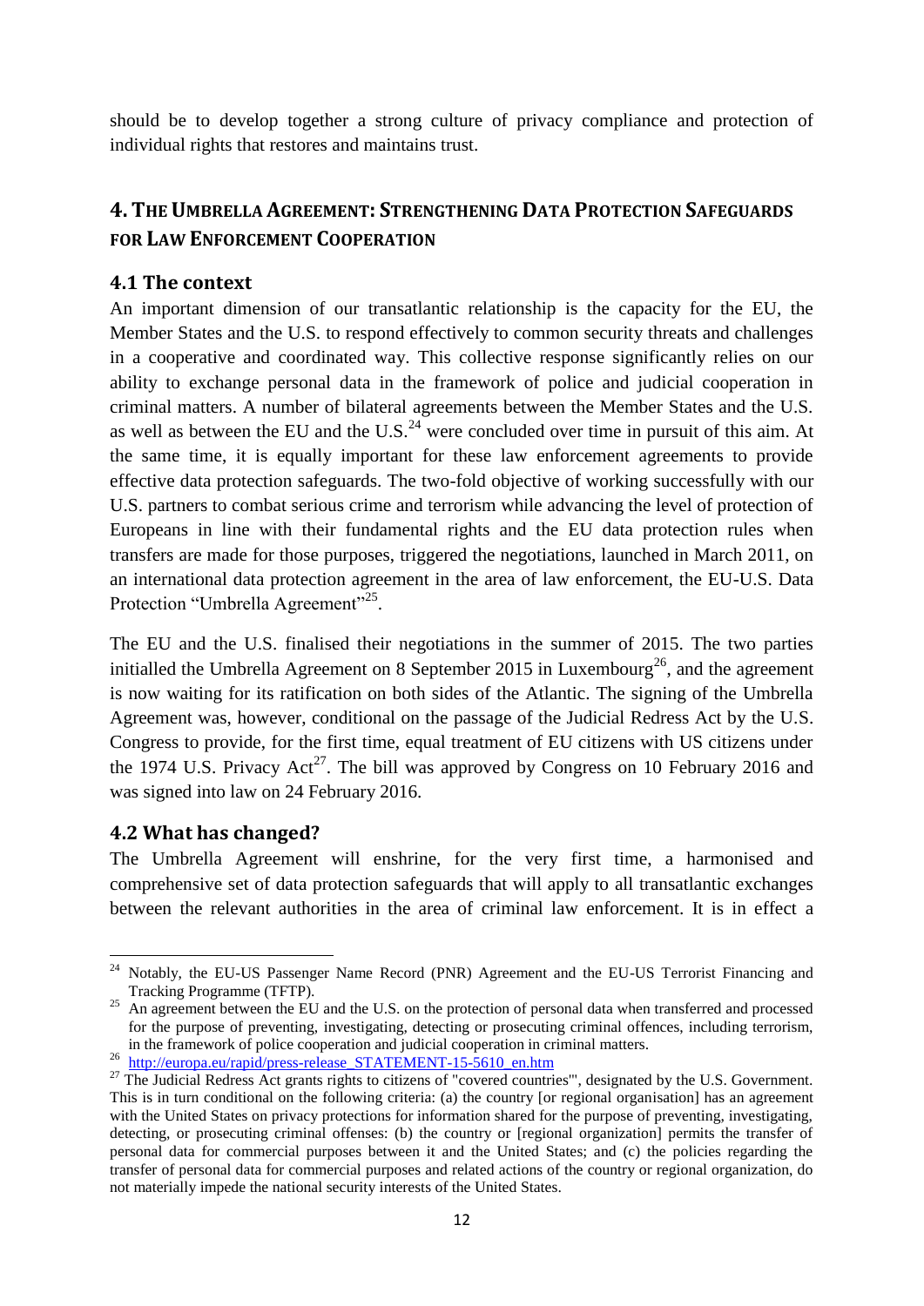should be to develop together a strong culture of privacy compliance and protection of individual rights that restores and maintains trust.

## 4. The Umbrella Agreement: Strengthening Data Protection Safeguards for Law Enforcement Cooperation

### 4.1 The context

An important dimension of our transatlantic relationship is the capacity for the EU, the Member States and the U.S. to respond effectively to common security threats and challenges in a cooperative and coordinated way. This collective response significantly relies on our ability to exchange personal data in the framework of police and judicial cooperation in criminal matters. A number of bilateral agreements between the Member States and the U.S. as well as between the EU and the U.S.[24] were concluded over time in pursuit of this aim. At the same time, it is equally important for these law enforcement agreements to provide effective data protection safeguards. The two-fold objective of working successfully with our U.S. partners to combat serious crime and terrorism while advancing the level of protection of Europeans in line with their fundamental rights and the EU data protection rules when transfers are made for those purposes, triggered the negotiations, launched in March 2011, on an international data protection agreement in the area of law enforcement, the EU-U.S. Data Protection "Umbrella Agreement"[25].

The EU and the U.S. finalised their negotiations in the summer of 2015. The two parties initialled the Umbrella Agreement on 8 September 2015 in Luxembourg[26], and the agreement is now waiting for its ratification on both sides of the Atlantic. The signing of the Umbrella Agreement was, however, conditional on the passage of the Judicial Redress Act by the U.S. Congress to provide, for the first time, equal treatment of EU citizens with US citizens under the 1974 U.S. Privacy Act[27]. The bill was approved by Congress on 10 February 2016 and was signed into law on 24 February 2016.

### 4.2 What has changed?

The Umbrella Agreement will enshrine, for the very first time, a harmonised and comprehensive set of data protection safeguards that will apply to all transatlantic exchanges between the relevant authorities in the area of criminal law enforcement. It is in effect a

---

[24] Notably, the EU-US Passenger Name Record (PNR) Agreement and the EU-US Terrorist Financing and Tracking Programme (TFTP).

[25] An agreement between the EU and the U.S. on the protection of personal data when transferred and processed for the purpose of preventing, investigating, detecting or prosecuting criminal offences, including terrorism, in the framework of police cooperation and judicial cooperation in criminal matters.

[26] http://europa.eu/rapid/press-release_STATEMENT-15-5610_en.htm

[27] The Judicial Redress Act grants rights to citizens of "covered countries"', designated by the U.S. Government. This is in turn conditional on the following criteria: (a) the country [or regional organisation] has an agreement with the United States on privacy protections for information shared for the purpose of preventing, investigating, detecting, or prosecuting criminal offenses: (b) the country or [regional organization] permits the transfer of personal data for commercial purposes between it and the United States; and (c) the policies regarding the transfer of personal data for commercial purposes and related actions of the country or regional organization, do not materially impede the national security interests of the United States.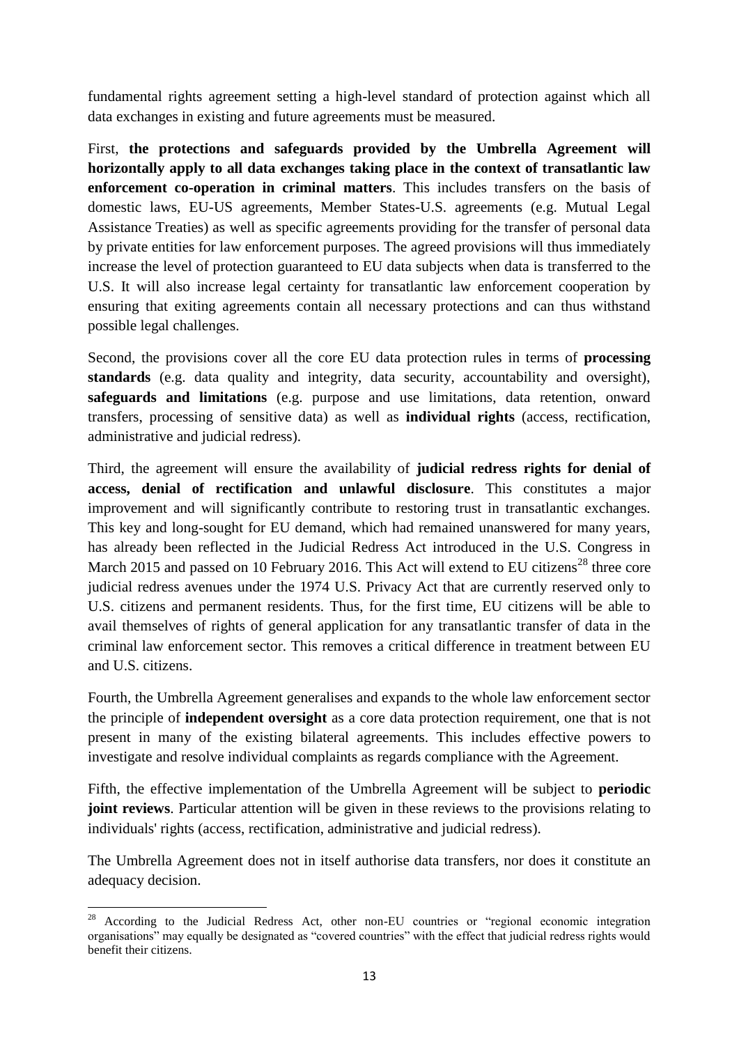fundamental rights agreement setting a high-level standard of protection against which all data exchanges in existing and future agreements must be measured.

First, **the protections and safeguards provided by the Umbrella Agreement will horizontally apply to all data exchanges taking place in the context of transatlantic law enforcement co-operation in criminal matters**. This includes transfers on the basis of domestic laws, EU-US agreements, Member States-U.S. agreements (e.g. Mutual Legal Assistance Treaties) as well as specific agreements providing for the transfer of personal data by private entities for law enforcement purposes. The agreed provisions will thus immediately increase the level of protection guaranteed to EU data subjects when data is transferred to the U.S. It will also increase legal certainty for transatlantic law enforcement cooperation by ensuring that exiting agreements contain all necessary protections and can thus withstand possible legal challenges.

Second, the provisions cover all the core EU data protection rules in terms of **processing standards** (e.g. data quality and integrity, data security, accountability and oversight), **safeguards and limitations** (e.g. purpose and use limitations, data retention, onward transfers, processing of sensitive data) as well as **individual rights** (access, rectification, administrative and judicial redress).

Third, the agreement will ensure the availability of **judicial redress rights for denial of access, denial of rectification and unlawful disclosure**. This constitutes a major improvement and will significantly contribute to restoring trust in transatlantic exchanges. This key and long-sought for EU demand, which had remained unanswered for many years, has already been reflected in the Judicial Redress Act introduced in the U.S. Congress in March 2015 and passed on 10 February 2016. This Act will extend to EU citizens[28] three core judicial redress avenues under the 1974 U.S. Privacy Act that are currently reserved only to U.S. citizens and permanent residents. Thus, for the first time, EU citizens will be able to avail themselves of rights of general application for any transatlantic transfer of data in the criminal law enforcement sector. This removes a critical difference in treatment between EU and U.S. citizens.

Fourth, the Umbrella Agreement generalises and expands to the whole law enforcement sector the principle of **independent oversight** as a core data protection requirement, one that is not present in many of the existing bilateral agreements. This includes effective powers to investigate and resolve individual complaints as regards compliance with the Agreement.

Fifth, the effective implementation of the Umbrella Agreement will be subject to **periodic joint reviews**. Particular attention will be given in these reviews to the provisions relating to individuals' rights (access, rectification, administrative and judicial redress).

The Umbrella Agreement does not in itself authorise data transfers, nor does it constitute an adequacy decision.

---

[28] According to the Judicial Redress Act, other non-EU countries or "regional economic integration organisations" may equally be designated as "covered countries" with the effect that judicial redress rights would benefit their citizens.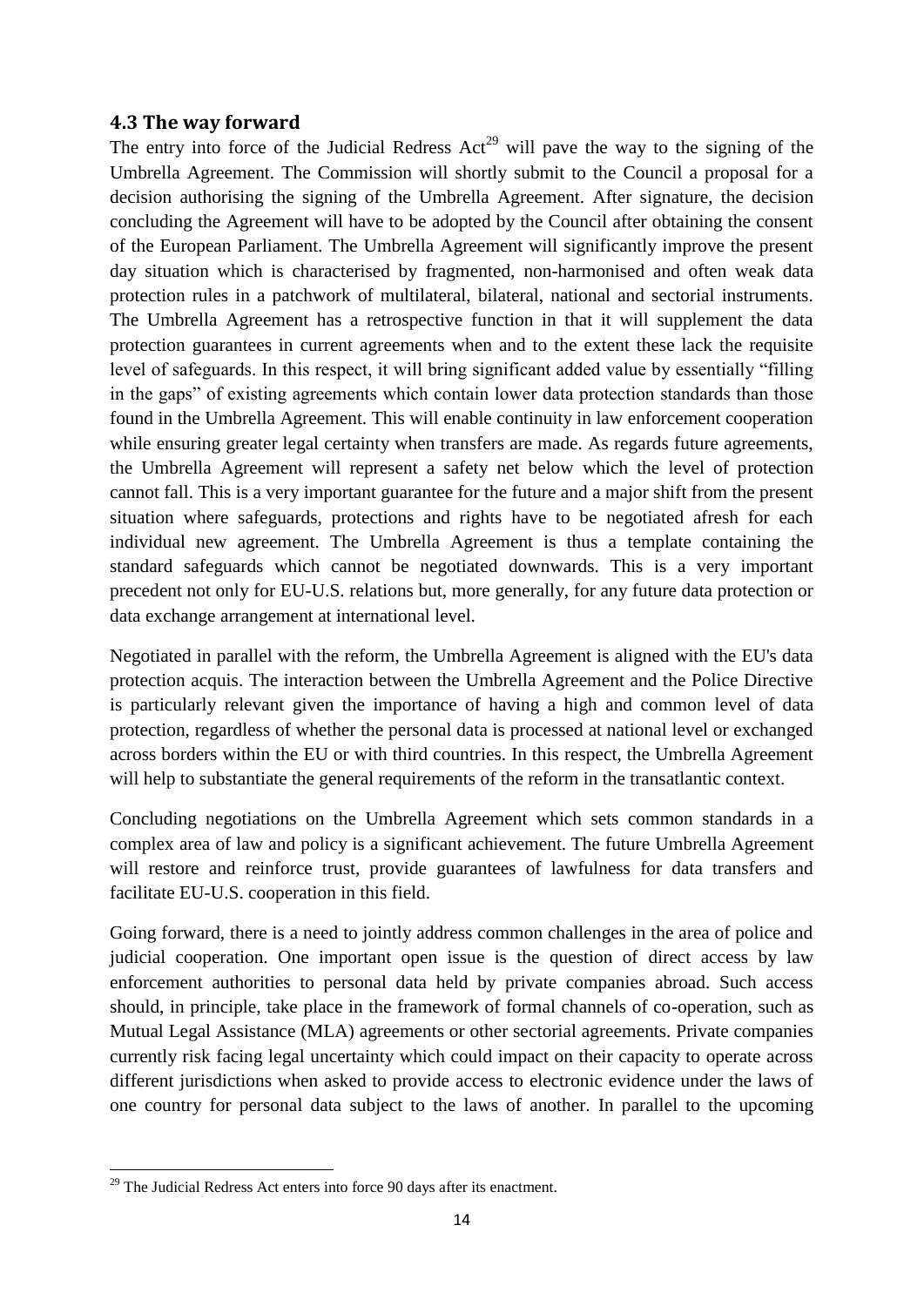### 4.3 The way forward

The entry into force of the Judicial Redress Act[29] will pave the way to the signing of the Umbrella Agreement. The Commission will shortly submit to the Council a proposal for a decision authorising the signing of the Umbrella Agreement. After signature, the decision concluding the Agreement will have to be adopted by the Council after obtaining the consent of the European Parliament. The Umbrella Agreement will significantly improve the present day situation which is characterised by fragmented, non-harmonised and often weak data protection rules in a patchwork of multilateral, bilateral, national and sectorial instruments. The Umbrella Agreement has a retrospective function in that it will supplement the data protection guarantees in current agreements when and to the extent these lack the requisite level of safeguards. In this respect, it will bring significant added value by essentially "filling in the gaps" of existing agreements which contain lower data protection standards than those found in the Umbrella Agreement. This will enable continuity in law enforcement cooperation while ensuring greater legal certainty when transfers are made. As regards future agreements, the Umbrella Agreement will represent a safety net below which the level of protection cannot fall. This is a very important guarantee for the future and a major shift from the present situation where safeguards, protections and rights have to be negotiated afresh for each individual new agreement. The Umbrella Agreement is thus a template containing the standard safeguards which cannot be negotiated downwards. This is a very important precedent not only for EU-U.S. relations but, more generally, for any future data protection or data exchange arrangement at international level.

Negotiated in parallel with the reform, the Umbrella Agreement is aligned with the EU's data protection acquis. The interaction between the Umbrella Agreement and the Police Directive is particularly relevant given the importance of having a high and common level of data protection, regardless of whether the personal data is processed at national level or exchanged across borders within the EU or with third countries. In this respect, the Umbrella Agreement will help to substantiate the general requirements of the reform in the transatlantic context.

Concluding negotiations on the Umbrella Agreement which sets common standards in a complex area of law and policy is a significant achievement. The future Umbrella Agreement will restore and reinforce trust, provide guarantees of lawfulness for data transfers and facilitate EU-U.S. cooperation in this field.

Going forward, there is a need to jointly address common challenges in the area of police and judicial cooperation. One important open issue is the question of direct access by law enforcement authorities to personal data held by private companies abroad. Such access should, in principle, take place in the framework of formal channels of co-operation, such as Mutual Legal Assistance (MLA) agreements or other sectorial agreements. Private companies currently risk facing legal uncertainty which could impact on their capacity to operate across different jurisdictions when asked to provide access to electronic evidence under the laws of one country for personal data subject to the laws of another. In parallel to the upcoming

---

[29] The Judicial Redress Act enters into force 90 days after its enactment.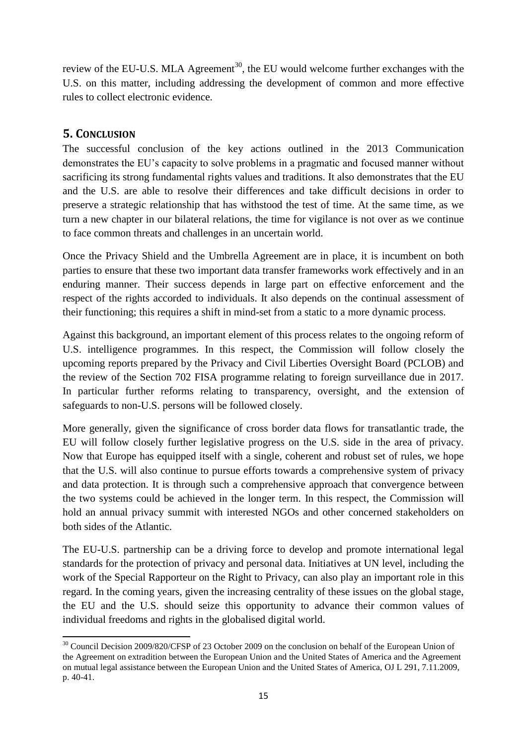review of the EU-U.S. MLA Agreement[30], the EU would welcome further exchanges with the U.S. on this matter, including addressing the development of common and more effective rules to collect electronic evidence.

## 5. Conclusion

The successful conclusion of the key actions outlined in the 2013 Communication demonstrates the EU's capacity to solve problems in a pragmatic and focused manner without sacrificing its strong fundamental rights values and traditions. It also demonstrates that the EU and the U.S. are able to resolve their differences and take difficult decisions in order to preserve a strategic relationship that has withstood the test of time. At the same time, as we turn a new chapter in our bilateral relations, the time for vigilance is not over as we continue to face common threats and challenges in an uncertain world.

Once the Privacy Shield and the Umbrella Agreement are in place, it is incumbent on both parties to ensure that these two important data transfer frameworks work effectively and in an enduring manner. Their success depends in large part on effective enforcement and the respect of the rights accorded to individuals. It also depends on the continual assessment of their functioning; this requires a shift in mind-set from a static to a more dynamic process.

Against this background, an important element of this process relates to the ongoing reform of U.S. intelligence programmes. In this respect, the Commission will follow closely the upcoming reports prepared by the Privacy and Civil Liberties Oversight Board (PCLOB) and the review of the Section 702 FISA programme relating to foreign surveillance due in 2017. In particular further reforms relating to transparency, oversight, and the extension of safeguards to non-U.S. persons will be followed closely.

More generally, given the significance of cross border data flows for transatlantic trade, the EU will follow closely further legislative progress on the U.S. side in the area of privacy. Now that Europe has equipped itself with a single, coherent and robust set of rules, we hope that the U.S. will also continue to pursue efforts towards a comprehensive system of privacy and data protection. It is through such a comprehensive approach that convergence between the two systems could be achieved in the longer term. In this respect, the Commission will hold an annual privacy summit with interested NGOs and other concerned stakeholders on both sides of the Atlantic.

The EU-U.S. partnership can be a driving force to develop and promote international legal standards for the protection of privacy and personal data. Initiatives at UN level, including the work of the Special Rapporteur on the Right to Privacy, can also play an important role in this regard. In the coming years, given the increasing centrality of these issues on the global stage, the EU and the U.S. should seize this opportunity to advance their common values of individual freedoms and rights in the globalised digital world.

---

[30] Council Decision 2009/820/CFSP of 23 October 2009 on the conclusion on behalf of the European Union of the Agreement on extradition between the European Union and the United States of America and the Agreement on mutual legal assistance between the European Union and the United States of America, OJ L 291, 7.11.2009, p. 40-41.